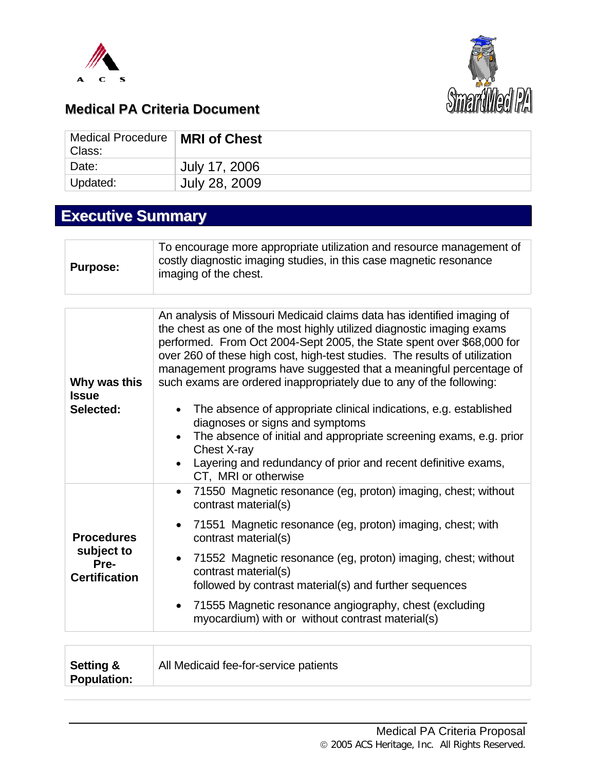A C S

## Medical PA Criteria Document

SmartMed PA

| Medical Procedure Class: | **MRI of Chest** |
|---|---|
| Date: | July 17, 2006 |
| Updated: | July 28, 2009 |

## Executive Summary

| | |
|---|---|
| **Purpose:** | To encourage more appropriate utilization and resource management of costly diagnostic imaging studies, in this case magnetic resonance imaging of the chest. |

| | |
|---|---|
| **Why was this Issue Selected:** | An analysis of Missouri Medicaid claims data has identified imaging of the chest as one of the most highly utilized diagnostic imaging exams performed. From Oct 2004-Sept 2005, the State spent over $68,000 for over 260 of these high cost, high-test studies. The results of utilization management programs have suggested that a meaningful percentage of such exams are ordered inappropriately due to any of the following:<br>• The absence of appropriate clinical indications, e.g. established diagnoses or signs and symptoms<br>• The absence of initial and appropriate screening exams, e.g. prior Chest X-ray<br>• Layering and redundancy of prior and recent definitive exams, CT, MRI or otherwise |
| **Procedures subject to Pre-Certification** | • 71550 Magnetic resonance (eg, proton) imaging, chest; without contrast material(s)<br>• 71551 Magnetic resonance (eg, proton) imaging, chest; with contrast material(s)<br>• 71552 Magnetic resonance (eg, proton) imaging, chest; without contrast material(s) followed by contrast material(s) and further sequences<br>• 71555 Magnetic resonance angiography, chest (excluding myocardium) with or without contrast material(s) |

| | |
|---|---|
| **Setting & Population:** | All Medicaid fee-for-service patients |

Medical PA Criteria Proposal
© 2005 ACS Heritage, Inc. All Rights Reserved.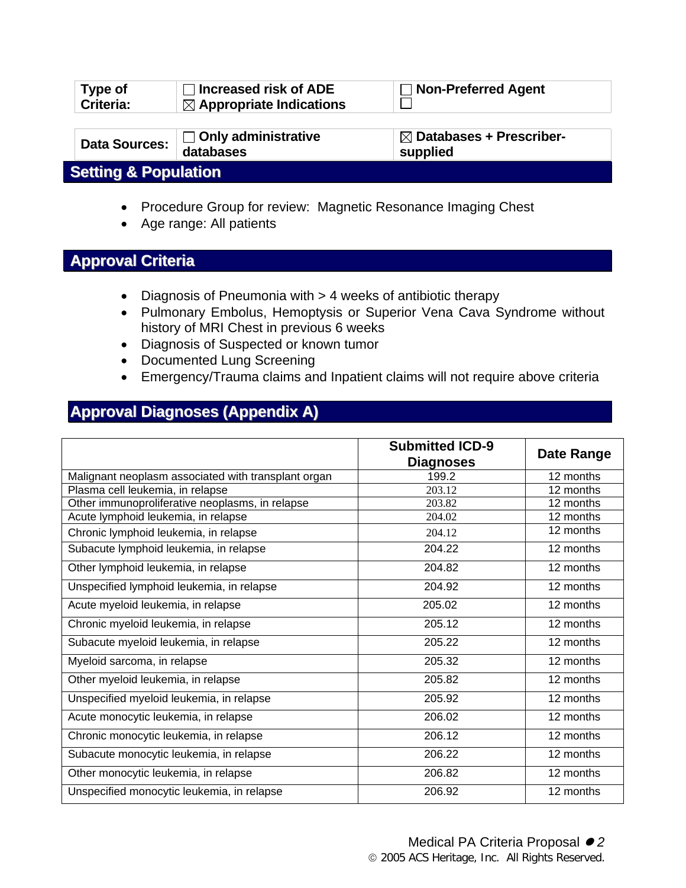| Type of Criteria: | ☐ Increased risk of ADE<br>☒ Appropriate Indications | ☐ Non-Preferred Agent<br>☐ |
| --- | --- | --- |
| **Data Sources:** | ☐ Only administrative databases | ☒ Databases + Prescriber-supplied |

## Setting & Population

- Procedure Group for review: Magnetic Resonance Imaging Chest
- Age range: All patients

## Approval Criteria

- Diagnosis of Pneumonia with > 4 weeks of antibiotic therapy
- Pulmonary Embolus, Hemoptysis or Superior Vena Cava Syndrome without history of MRI Chest in previous 6 weeks
- Diagnosis of Suspected or known tumor
- Documented Lung Screening
- Emergency/Trauma claims and Inpatient claims will not require above criteria

## Approval Diagnoses (Appendix A)

| | Submitted ICD-9 Diagnoses | Date Range |
| --- | --- | --- |
| Malignant neoplasm associated with transplant organ | 199.2 | 12 months |
| Plasma cell leukemia, in relapse | 203.12 | 12 months |
| Other immunoproliferative neoplasms, in relapse | 203.82 | 12 months |
| Acute lymphoid leukemia, in relapse | 204.02 | 12 months |
| Chronic lymphoid leukemia, in relapse | 204.12 | 12 months |
| Subacute lymphoid leukemia, in relapse | 204.22 | 12 months |
| Other lymphoid leukemia, in relapse | 204.82 | 12 months |
| Unspecified lymphoid leukemia, in relapse | 204.92 | 12 months |
| Acute myeloid leukemia, in relapse | 205.02 | 12 months |
| Chronic myeloid leukemia, in relapse | 205.12 | 12 months |
| Subacute myeloid leukemia, in relapse | 205.22 | 12 months |
| Myeloid sarcoma, in relapse | 205.32 | 12 months |
| Other myeloid leukemia, in relapse | 205.82 | 12 months |
| Unspecified myeloid leukemia, in relapse | 205.92 | 12 months |
| Acute monocytic leukemia, in relapse | 206.02 | 12 months |
| Chronic monocytic leukemia, in relapse | 206.12 | 12 months |
| Subacute monocytic leukemia, in relapse | 206.22 | 12 months |
| Other monocytic leukemia, in relapse | 206.82 | 12 months |
| Unspecified monocytic leukemia, in relapse | 206.92 | 12 months |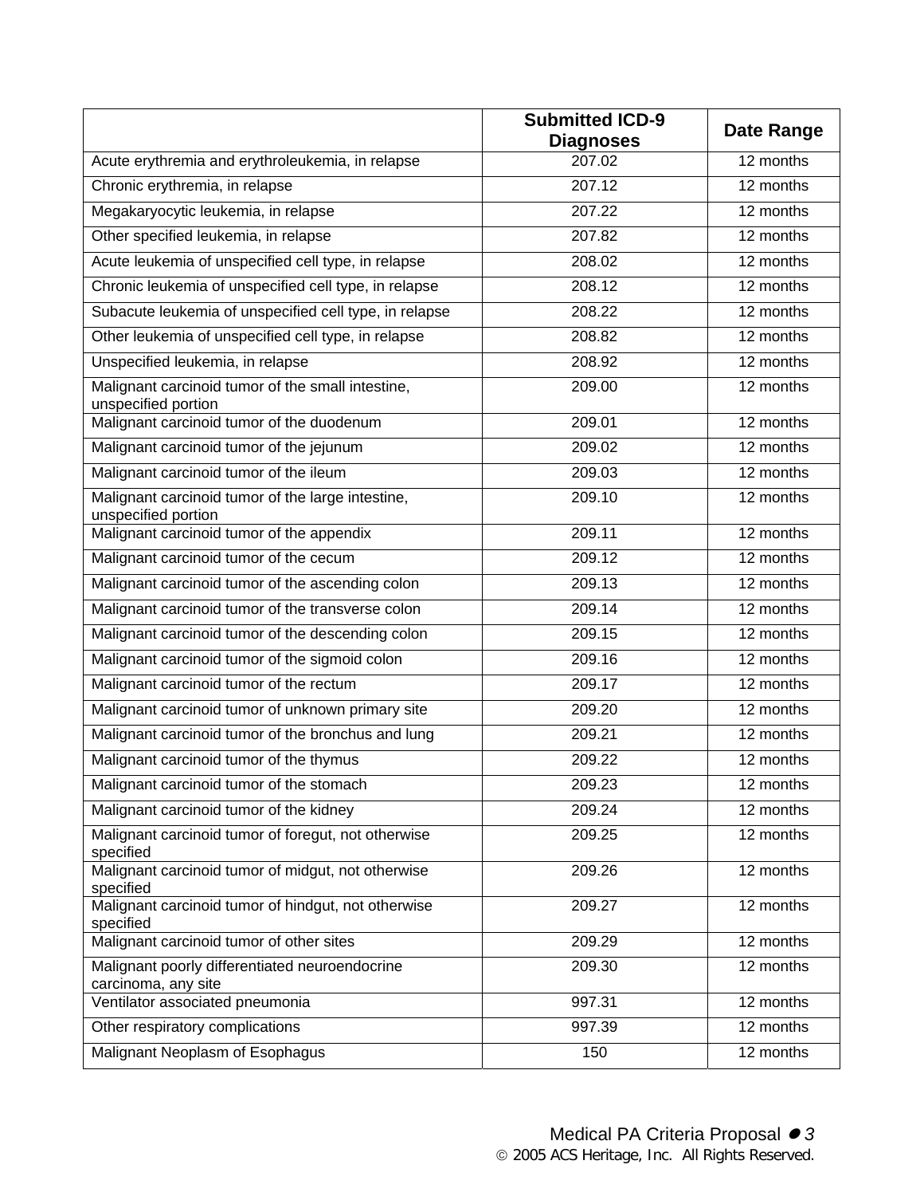| | Submitted ICD-9 Diagnoses | Date Range |
|---|---|---|
| Acute erythremia and erythroleukemia, in relapse | 207.02 | 12 months |
| Chronic erythremia, in relapse | 207.12 | 12 months |
| Megakaryocytic leukemia, in relapse | 207.22 | 12 months |
| Other specified leukemia, in relapse | 207.82 | 12 months |
| Acute leukemia of unspecified cell type, in relapse | 208.02 | 12 months |
| Chronic leukemia of unspecified cell type, in relapse | 208.12 | 12 months |
| Subacute leukemia of unspecified cell type, in relapse | 208.22 | 12 months |
| Other leukemia of unspecified cell type, in relapse | 208.82 | 12 months |
| Unspecified leukemia, in relapse | 208.92 | 12 months |
| Malignant carcinoid tumor of the small intestine, unspecified portion | 209.00 | 12 months |
| Malignant carcinoid tumor of the duodenum | 209.01 | 12 months |
| Malignant carcinoid tumor of the jejunum | 209.02 | 12 months |
| Malignant carcinoid tumor of the ileum | 209.03 | 12 months |
| Malignant carcinoid tumor of the large intestine, unspecified portion | 209.10 | 12 months |
| Malignant carcinoid tumor of the appendix | 209.11 | 12 months |
| Malignant carcinoid tumor of the cecum | 209.12 | 12 months |
| Malignant carcinoid tumor of the ascending colon | 209.13 | 12 months |
| Malignant carcinoid tumor of the transverse colon | 209.14 | 12 months |
| Malignant carcinoid tumor of the descending colon | 209.15 | 12 months |
| Malignant carcinoid tumor of the sigmoid colon | 209.16 | 12 months |
| Malignant carcinoid tumor of the rectum | 209.17 | 12 months |
| Malignant carcinoid tumor of unknown primary site | 209.20 | 12 months |
| Malignant carcinoid tumor of the bronchus and lung | 209.21 | 12 months |
| Malignant carcinoid tumor of the thymus | 209.22 | 12 months |
| Malignant carcinoid tumor of the stomach | 209.23 | 12 months |
| Malignant carcinoid tumor of the kidney | 209.24 | 12 months |
| Malignant carcinoid tumor of foregut, not otherwise specified | 209.25 | 12 months |
| Malignant carcinoid tumor of midgut, not otherwise specified | 209.26 | 12 months |
| Malignant carcinoid tumor of hindgut, not otherwise specified | 209.27 | 12 months |
| Malignant carcinoid tumor of other sites | 209.29 | 12 months |
| Malignant poorly differentiated neuroendocrine carcinoma, any site | 209.30 | 12 months |
| Ventilator associated pneumonia | 997.31 | 12 months |
| Other respiratory complications | 997.39 | 12 months |
| Malignant Neoplasm of Esophagus | 150 | 12 months |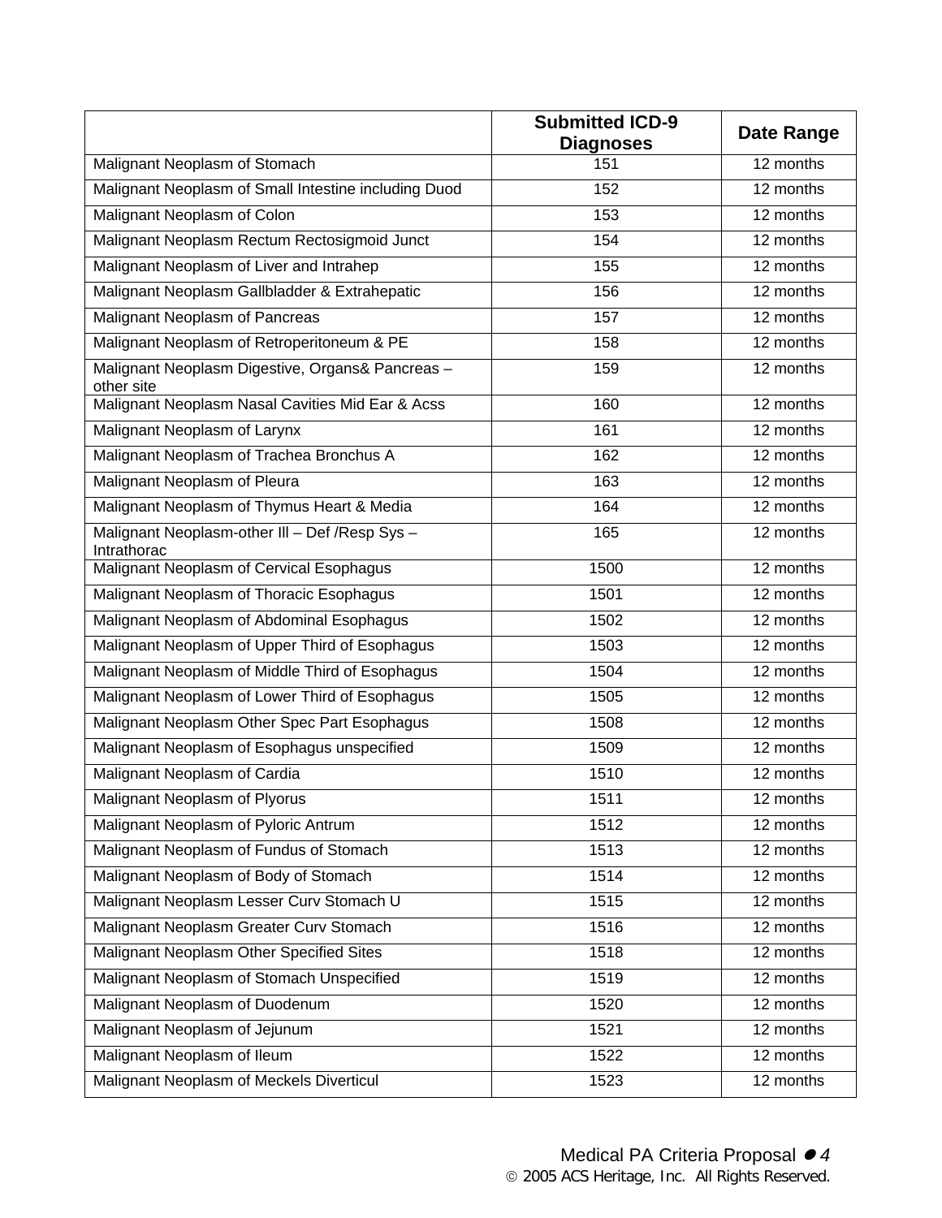| | Submitted ICD-9 Diagnoses | Date Range |
|---|---|---|
| Malignant Neoplasm of Stomach | 151 | 12 months |
| Malignant Neoplasm of Small Intestine including Duod | 152 | 12 months |
| Malignant Neoplasm of Colon | 153 | 12 months |
| Malignant Neoplasm Rectum Rectosigmoid Junct | 154 | 12 months |
| Malignant Neoplasm of Liver and Intrahep | 155 | 12 months |
| Malignant Neoplasm Gallbladder & Extrahepatic | 156 | 12 months |
| Malignant Neoplasm of Pancreas | 157 | 12 months |
| Malignant Neoplasm of Retroperitoneum & PE | 158 | 12 months |
| Malignant Neoplasm Digestive, Organs& Pancreas – other site | 159 | 12 months |
| Malignant Neoplasm Nasal Cavities Mid Ear & Acss | 160 | 12 months |
| Malignant Neoplasm of Larynx | 161 | 12 months |
| Malignant Neoplasm of Trachea Bronchus A | 162 | 12 months |
| Malignant Neoplasm of Pleura | 163 | 12 months |
| Malignant Neoplasm of Thymus Heart & Media | 164 | 12 months |
| Malignant Neoplasm-other Ill – Def /Resp Sys – Intrathorac | 165 | 12 months |
| Malignant Neoplasm of Cervical Esophagus | 1500 | 12 months |
| Malignant Neoplasm of Thoracic Esophagus | 1501 | 12 months |
| Malignant Neoplasm of Abdominal Esophagus | 1502 | 12 months |
| Malignant Neoplasm of Upper Third of Esophagus | 1503 | 12 months |
| Malignant Neoplasm of Middle Third of Esophagus | 1504 | 12 months |
| Malignant Neoplasm of Lower Third of Esophagus | 1505 | 12 months |
| Malignant Neoplasm Other Spec Part Esophagus | 1508 | 12 months |
| Malignant Neoplasm of Esophagus unspecified | 1509 | 12 months |
| Malignant Neoplasm of Cardia | 1510 | 12 months |
| Malignant Neoplasm of Plyorus | 1511 | 12 months |
| Malignant Neoplasm of Pyloric Antrum | 1512 | 12 months |
| Malignant Neoplasm of Fundus of Stomach | 1513 | 12 months |
| Malignant Neoplasm of Body of Stomach | 1514 | 12 months |
| Malignant Neoplasm Lesser Curv Stomach U | 1515 | 12 months |
| Malignant Neoplasm Greater Curv Stomach | 1516 | 12 months |
| Malignant Neoplasm Other Specified Sites | 1518 | 12 months |
| Malignant Neoplasm of Stomach Unspecified | 1519 | 12 months |
| Malignant Neoplasm of Duodenum | 1520 | 12 months |
| Malignant Neoplasm of Jejunum | 1521 | 12 months |
| Malignant Neoplasm of Ileum | 1522 | 12 months |
| Malignant Neoplasm of Meckels Diverticul | 1523 | 12 months |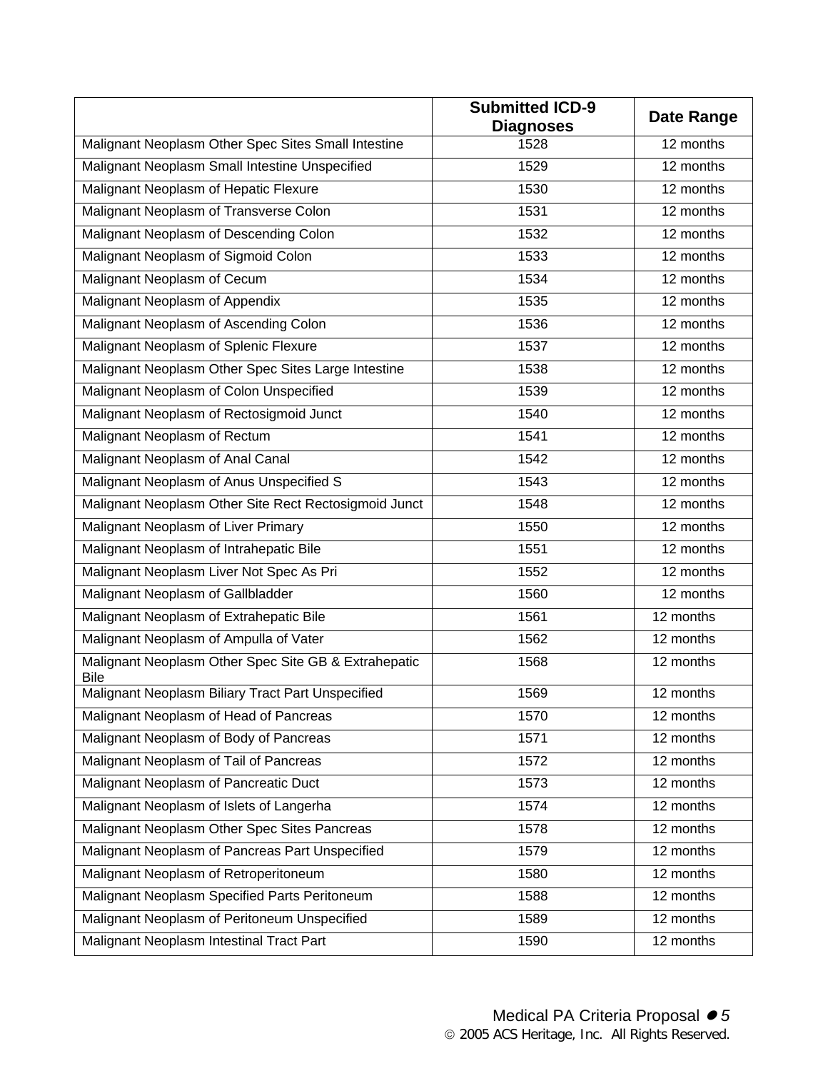| | Submitted ICD-9 Diagnoses | Date Range |
|---|---|---|
| Malignant Neoplasm Other Spec Sites Small Intestine | 1528 | 12 months |
| Malignant Neoplasm Small Intestine Unspecified | 1529 | 12 months |
| Malignant Neoplasm of Hepatic Flexure | 1530 | 12 months |
| Malignant Neoplasm of Transverse Colon | 1531 | 12 months |
| Malignant Neoplasm of Descending Colon | 1532 | 12 months |
| Malignant Neoplasm of Sigmoid Colon | 1533 | 12 months |
| Malignant Neoplasm of Cecum | 1534 | 12 months |
| Malignant Neoplasm of Appendix | 1535 | 12 months |
| Malignant Neoplasm of Ascending Colon | 1536 | 12 months |
| Malignant Neoplasm of Splenic Flexure | 1537 | 12 months |
| Malignant Neoplasm Other Spec Sites Large Intestine | 1538 | 12 months |
| Malignant Neoplasm of Colon Unspecified | 1539 | 12 months |
| Malignant Neoplasm of Rectosigmoid Junct | 1540 | 12 months |
| Malignant Neoplasm of Rectum | 1541 | 12 months |
| Malignant Neoplasm of Anal Canal | 1542 | 12 months |
| Malignant Neoplasm of Anus Unspecified S | 1543 | 12 months |
| Malignant Neoplasm Other Site Rect Rectosigmoid Junct | 1548 | 12 months |
| Malignant Neoplasm of Liver Primary | 1550 | 12 months |
| Malignant Neoplasm of Intrahepatic Bile | 1551 | 12 months |
| Malignant Neoplasm Liver Not Spec As Pri | 1552 | 12 months |
| Malignant Neoplasm of Gallbladder | 1560 | 12 months |
| Malignant Neoplasm of Extrahepatic Bile | 1561 | 12 months |
| Malignant Neoplasm of Ampulla of Vater | 1562 | 12 months |
| Malignant Neoplasm Other Spec Site GB & Extrahepatic Bile | 1568 | 12 months |
| Malignant Neoplasm Biliary Tract Part Unspecified | 1569 | 12 months |
| Malignant Neoplasm of Head of Pancreas | 1570 | 12 months |
| Malignant Neoplasm of Body of Pancreas | 1571 | 12 months |
| Malignant Neoplasm of Tail of Pancreas | 1572 | 12 months |
| Malignant Neoplasm of Pancreatic Duct | 1573 | 12 months |
| Malignant Neoplasm of Islets of Langerha | 1574 | 12 months |
| Malignant Neoplasm Other Spec Sites Pancreas | 1578 | 12 months |
| Malignant Neoplasm of Pancreas Part Unspecified | 1579 | 12 months |
| Malignant Neoplasm of Retroperitoneum | 1580 | 12 months |
| Malignant Neoplasm Specified Parts Peritoneum | 1588 | 12 months |
| Malignant Neoplasm of Peritoneum Unspecified | 1589 | 12 months |
| Malignant Neoplasm Intestinal Tract Part | 1590 | 12 months |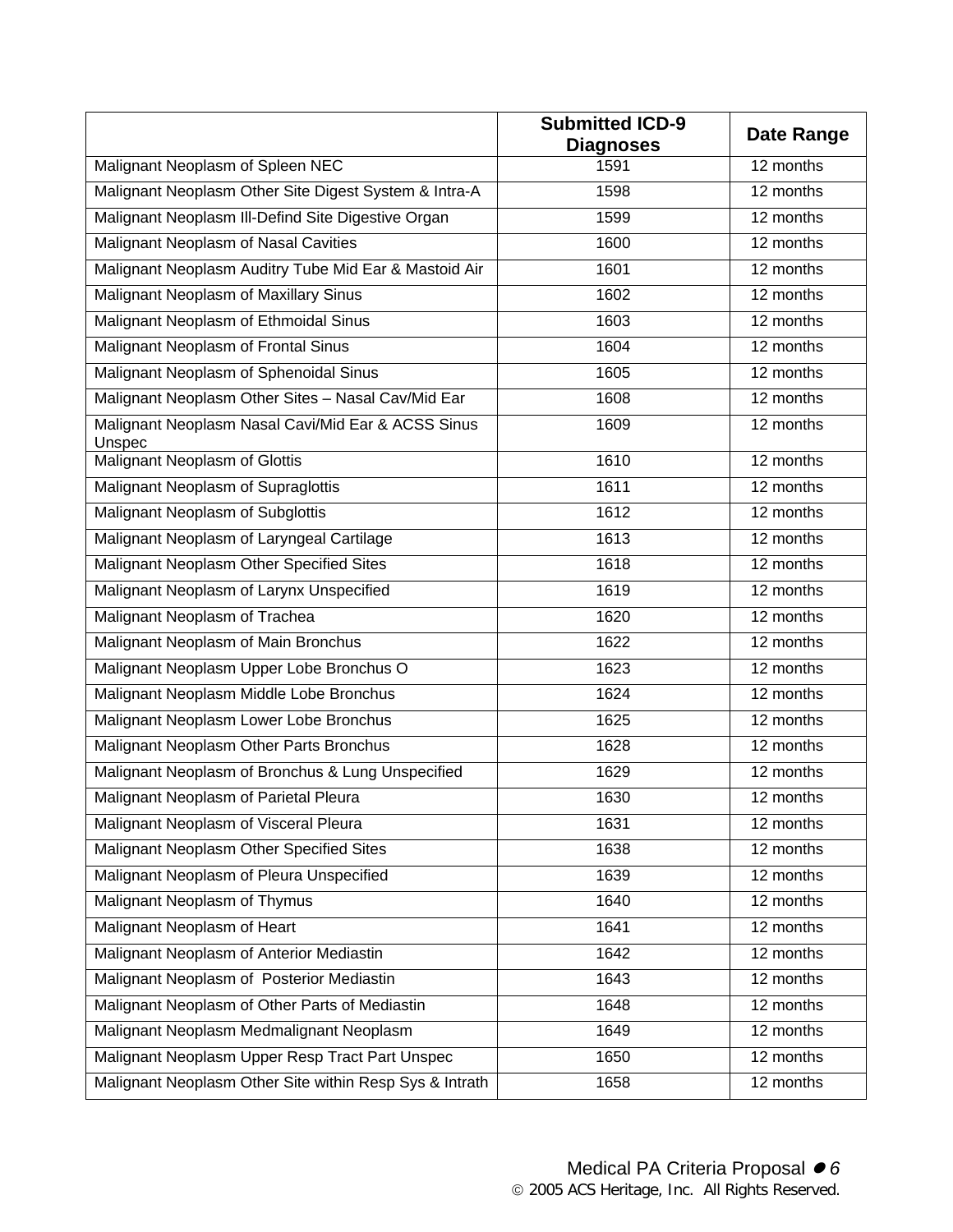| | Submitted ICD-9 Diagnoses | Date Range |
|---|---|---|
| Malignant Neoplasm of Spleen NEC | 1591 | 12 months |
| Malignant Neoplasm Other Site Digest System & Intra-A | 1598 | 12 months |
| Malignant Neoplasm Ill-Defind Site Digestive Organ | 1599 | 12 months |
| Malignant Neoplasm of Nasal Cavities | 1600 | 12 months |
| Malignant Neoplasm Auditry Tube Mid Ear & Mastoid Air | 1601 | 12 months |
| Malignant Neoplasm of Maxillary Sinus | 1602 | 12 months |
| Malignant Neoplasm of Ethmoidal Sinus | 1603 | 12 months |
| Malignant Neoplasm of Frontal Sinus | 1604 | 12 months |
| Malignant Neoplasm of Sphenoidal Sinus | 1605 | 12 months |
| Malignant Neoplasm Other Sites – Nasal Cav/Mid Ear | 1608 | 12 months |
| Malignant Neoplasm Nasal Cavi/Mid Ear & ACSS Sinus Unspec | 1609 | 12 months |
| Malignant Neoplasm of Glottis | 1610 | 12 months |
| Malignant Neoplasm of Supraglottis | 1611 | 12 months |
| Malignant Neoplasm of Subglottis | 1612 | 12 months |
| Malignant Neoplasm of Laryngeal Cartilage | 1613 | 12 months |
| Malignant Neoplasm Other Specified Sites | 1618 | 12 months |
| Malignant Neoplasm of Larynx Unspecified | 1619 | 12 months |
| Malignant Neoplasm of Trachea | 1620 | 12 months |
| Malignant Neoplasm of Main Bronchus | 1622 | 12 months |
| Malignant Neoplasm Upper Lobe Bronchus O | 1623 | 12 months |
| Malignant Neoplasm Middle Lobe Bronchus | 1624 | 12 months |
| Malignant Neoplasm Lower Lobe Bronchus | 1625 | 12 months |
| Malignant Neoplasm Other Parts Bronchus | 1628 | 12 months |
| Malignant Neoplasm of Bronchus & Lung Unspecified | 1629 | 12 months |
| Malignant Neoplasm of Parietal Pleura | 1630 | 12 months |
| Malignant Neoplasm of Visceral Pleura | 1631 | 12 months |
| Malignant Neoplasm Other Specified Sites | 1638 | 12 months |
| Malignant Neoplasm of Pleura Unspecified | 1639 | 12 months |
| Malignant Neoplasm of Thymus | 1640 | 12 months |
| Malignant Neoplasm of Heart | 1641 | 12 months |
| Malignant Neoplasm of Anterior Mediastin | 1642 | 12 months |
| Malignant Neoplasm of Posterior Mediastin | 1643 | 12 months |
| Malignant Neoplasm of Other Parts of Mediastin | 1648 | 12 months |
| Malignant Neoplasm Medmalignant Neoplasm | 1649 | 12 months |
| Malignant Neoplasm Upper Resp Tract Part Unspec | 1650 | 12 months |
| Malignant Neoplasm Other Site within Resp Sys & Intrath | 1658 | 12 months |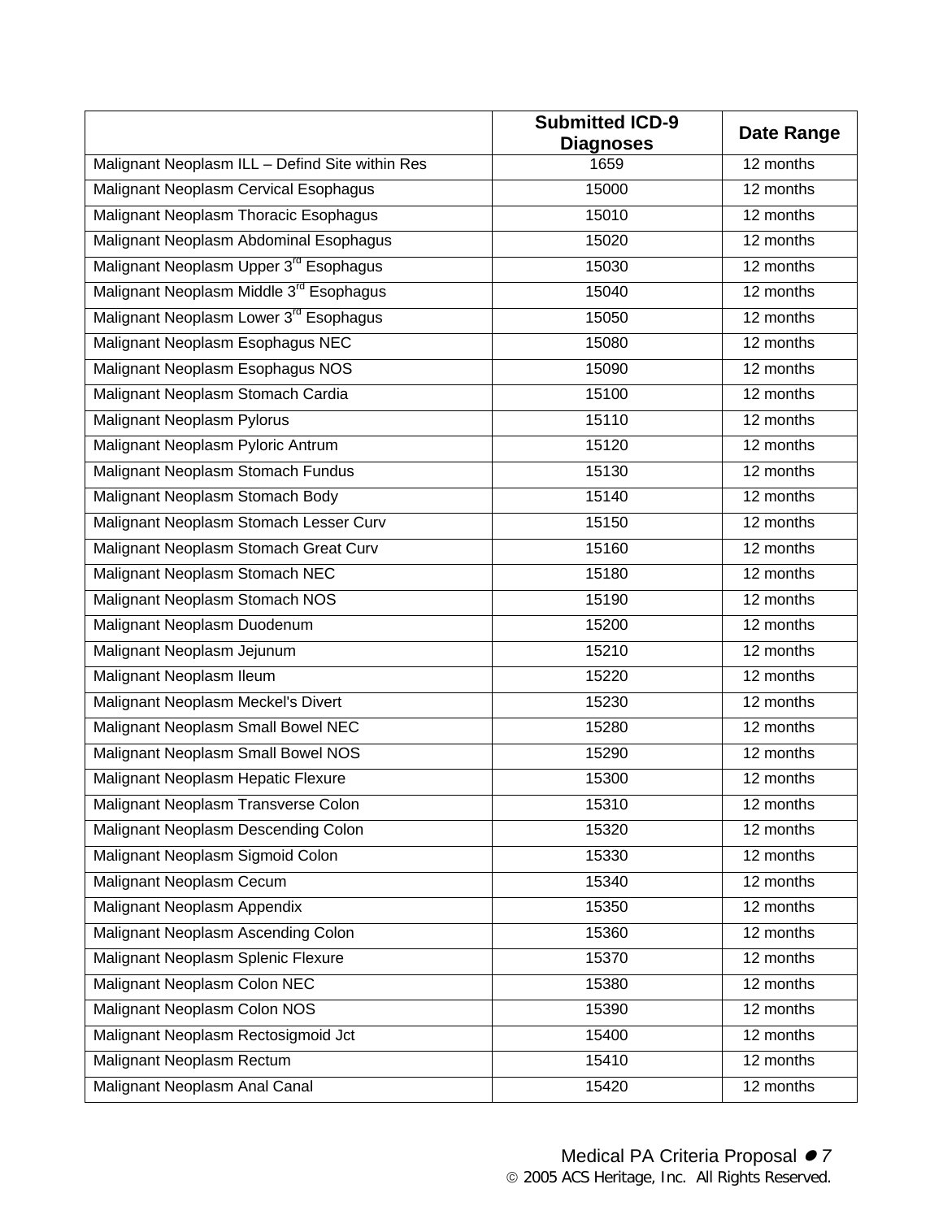| | Submitted ICD-9 Diagnoses | Date Range |
|---|---|---|
| Malignant Neoplasm ILL – Defind Site within Res | 1659 | 12 months |
| Malignant Neoplasm Cervical Esophagus | 15000 | 12 months |
| Malignant Neoplasm Thoracic Esophagus | 15010 | 12 months |
| Malignant Neoplasm Abdominal Esophagus | 15020 | 12 months |
| Malignant Neoplasm Upper 3rd Esophagus | 15030 | 12 months |
| Malignant Neoplasm Middle 3rd Esophagus | 15040 | 12 months |
| Malignant Neoplasm Lower 3rd Esophagus | 15050 | 12 months |
| Malignant Neoplasm Esophagus NEC | 15080 | 12 months |
| Malignant Neoplasm Esophagus NOS | 15090 | 12 months |
| Malignant Neoplasm Stomach Cardia | 15100 | 12 months |
| Malignant Neoplasm Pylorus | 15110 | 12 months |
| Malignant Neoplasm Pyloric Antrum | 15120 | 12 months |
| Malignant Neoplasm Stomach Fundus | 15130 | 12 months |
| Malignant Neoplasm Stomach Body | 15140 | 12 months |
| Malignant Neoplasm Stomach Lesser Curv | 15150 | 12 months |
| Malignant Neoplasm Stomach Great Curv | 15160 | 12 months |
| Malignant Neoplasm Stomach NEC | 15180 | 12 months |
| Malignant Neoplasm Stomach NOS | 15190 | 12 months |
| Malignant Neoplasm Duodenum | 15200 | 12 months |
| Malignant Neoplasm Jejunum | 15210 | 12 months |
| Malignant Neoplasm Ileum | 15220 | 12 months |
| Malignant Neoplasm Meckel's Divert | 15230 | 12 months |
| Malignant Neoplasm Small Bowel NEC | 15280 | 12 months |
| Malignant Neoplasm Small Bowel NOS | 15290 | 12 months |
| Malignant Neoplasm Hepatic Flexure | 15300 | 12 months |
| Malignant Neoplasm Transverse Colon | 15310 | 12 months |
| Malignant Neoplasm Descending Colon | 15320 | 12 months |
| Malignant Neoplasm Sigmoid Colon | 15330 | 12 months |
| Malignant Neoplasm Cecum | 15340 | 12 months |
| Malignant Neoplasm Appendix | 15350 | 12 months |
| Malignant Neoplasm Ascending Colon | 15360 | 12 months |
| Malignant Neoplasm Splenic Flexure | 15370 | 12 months |
| Malignant Neoplasm Colon NEC | 15380 | 12 months |
| Malignant Neoplasm Colon NOS | 15390 | 12 months |
| Malignant Neoplasm Rectosigmoid Jct | 15400 | 12 months |
| Malignant Neoplasm Rectum | 15410 | 12 months |
| Malignant Neoplasm Anal Canal | 15420 | 12 months |

Medical PA Criteria Proposal

© 2005 ACS Heritage, Inc. All Rights Reserved.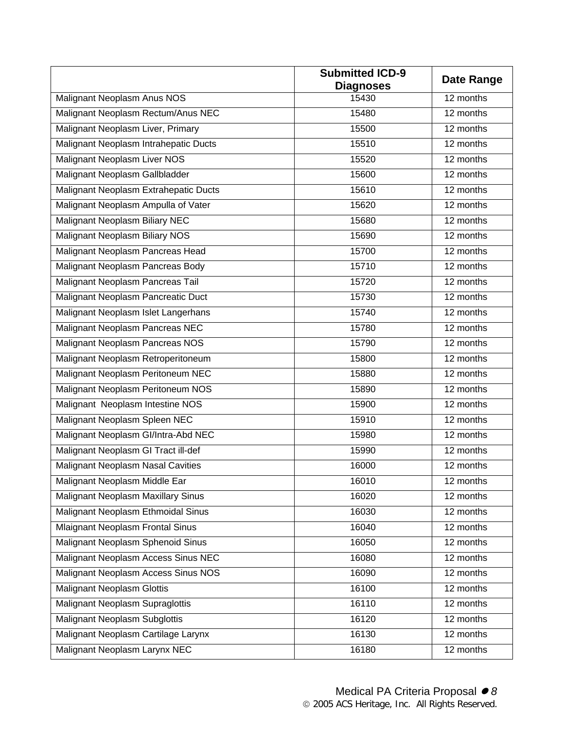| | Submitted ICD-9 Diagnoses | Date Range |
|---|---|---|
| Malignant Neoplasm Anus NOS | 15430 | 12 months |
| Malignant Neoplasm Rectum/Anus NEC | 15480 | 12 months |
| Malignant Neoplasm Liver, Primary | 15500 | 12 months |
| Malignant Neoplasm Intrahepatic Ducts | 15510 | 12 months |
| Malignant Neoplasm Liver NOS | 15520 | 12 months |
| Malignant Neoplasm Gallbladder | 15600 | 12 months |
| Malignant Neoplasm Extrahepatic Ducts | 15610 | 12 months |
| Malignant Neoplasm Ampulla of Vater | 15620 | 12 months |
| Malignant Neoplasm Biliary NEC | 15680 | 12 months |
| Malignant Neoplasm Biliary NOS | 15690 | 12 months |
| Malignant Neoplasm Pancreas Head | 15700 | 12 months |
| Malignant Neoplasm Pancreas Body | 15710 | 12 months |
| Malignant Neoplasm Pancreas Tail | 15720 | 12 months |
| Malignant Neoplasm Pancreatic Duct | 15730 | 12 months |
| Malignant Neoplasm Islet Langerhans | 15740 | 12 months |
| Malignant Neoplasm Pancreas NEC | 15780 | 12 months |
| Malignant Neoplasm Pancreas NOS | 15790 | 12 months |
| Malignant Neoplasm Retroperitoneum | 15800 | 12 months |
| Malignant Neoplasm Peritoneum NEC | 15880 | 12 months |
| Malignant Neoplasm Peritoneum NOS | 15890 | 12 months |
| Malignant Neoplasm Intestine NOS | 15900 | 12 months |
| Malignant Neoplasm Spleen NEC | 15910 | 12 months |
| Malignant Neoplasm GI/Intra-Abd NEC | 15980 | 12 months |
| Malignant Neoplasm GI Tract ill-def | 15990 | 12 months |
| Malignant Neoplasm Nasal Cavities | 16000 | 12 months |
| Malignant Neoplasm Middle Ear | 16010 | 12 months |
| Malignant Neoplasm Maxillary Sinus | 16020 | 12 months |
| Malignant Neoplasm Ethmoidal Sinus | 16030 | 12 months |
| Mlaignant Neoplasm Frontal Sinus | 16040 | 12 months |
| Malignant Neoplasm Sphenoid Sinus | 16050 | 12 months |
| Malignant Neoplasm Access Sinus NEC | 16080 | 12 months |
| Malignant Neoplasm Access Sinus NOS | 16090 | 12 months |
| Malignant Neoplasm Glottis | 16100 | 12 months |
| Malignant Neoplasm Supraglottis | 16110 | 12 months |
| Malignant Neoplasm Subglottis | 16120 | 12 months |
| Malignant Neoplasm Cartilage Larynx | 16130 | 12 months |
| Malignant Neoplasm Larynx NEC | 16180 | 12 months |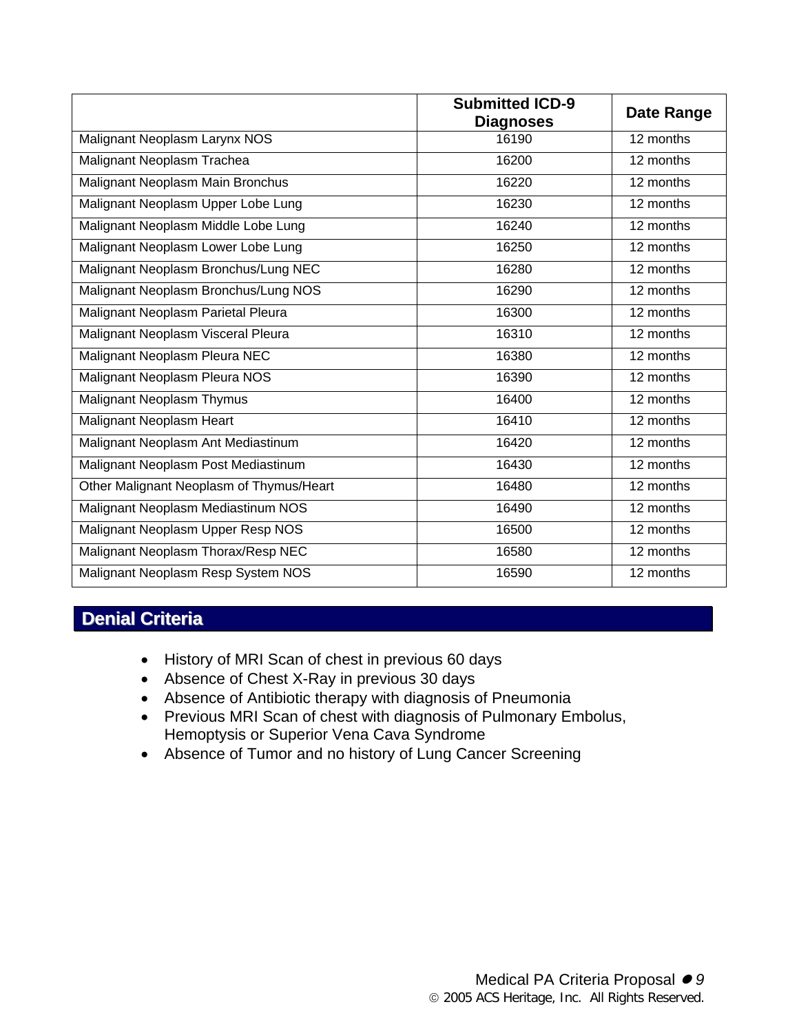| | Submitted ICD-9 Diagnoses | Date Range |
|---|---|---|
| Malignant Neoplasm Larynx NOS | 16190 | 12 months |
| Malignant Neoplasm Trachea | 16200 | 12 months |
| Malignant Neoplasm Main Bronchus | 16220 | 12 months |
| Malignant Neoplasm Upper Lobe Lung | 16230 | 12 months |
| Malignant Neoplasm Middle Lobe Lung | 16240 | 12 months |
| Malignant Neoplasm Lower Lobe Lung | 16250 | 12 months |
| Malignant Neoplasm Bronchus/Lung NEC | 16280 | 12 months |
| Malignant Neoplasm Bronchus/Lung NOS | 16290 | 12 months |
| Malignant Neoplasm Parietal Pleura | 16300 | 12 months |
| Malignant Neoplasm Visceral Pleura | 16310 | 12 months |
| Malignant Neoplasm Pleura NEC | 16380 | 12 months |
| Malignant Neoplasm Pleura NOS | 16390 | 12 months |
| Malignant Neoplasm Thymus | 16400 | 12 months |
| Malignant Neoplasm Heart | 16410 | 12 months |
| Malignant Neoplasm Ant Mediastinum | 16420 | 12 months |
| Malignant Neoplasm Post Mediastinum | 16430 | 12 months |
| Other Malignant Neoplasm of Thymus/Heart | 16480 | 12 months |
| Malignant Neoplasm Mediastinum NOS | 16490 | 12 months |
| Malignant Neoplasm Upper Resp NOS | 16500 | 12 months |
| Malignant Neoplasm Thorax/Resp NEC | 16580 | 12 months |
| Malignant Neoplasm Resp System NOS | 16590 | 12 months |

## Denial Criteria

- History of MRI Scan of chest in previous 60 days
- Absence of Chest X-Ray in previous 30 days
- Absence of Antibiotic therapy with diagnosis of Pneumonia
- Previous MRI Scan of chest with diagnosis of Pulmonary Embolus, Hemoptysis or Superior Vena Cava Syndrome
- Absence of Tumor and no history of Lung Cancer Screening